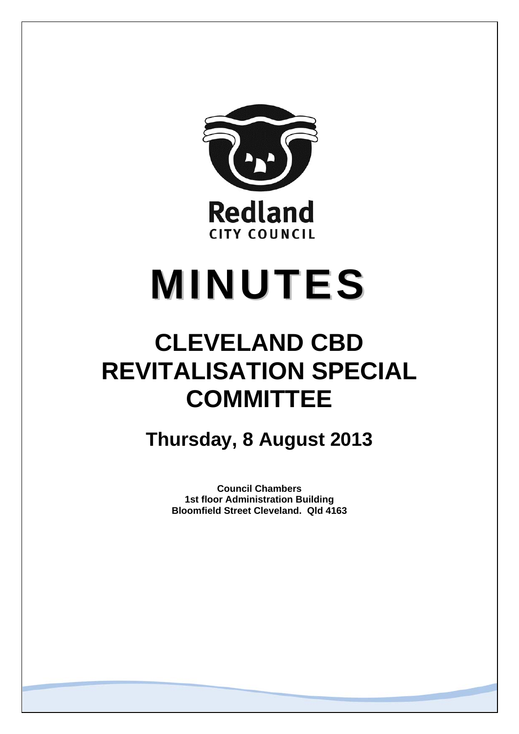Redland
CITY COUNCIL

# MINUTES

# CLEVELAND CBD REVITALISATION SPECIAL COMMITTEE

## Thursday, 8 August 2013

**Council Chambers**
**1st floor Administration Building**
**Bloomfield Street Cleveland. Qld 4163**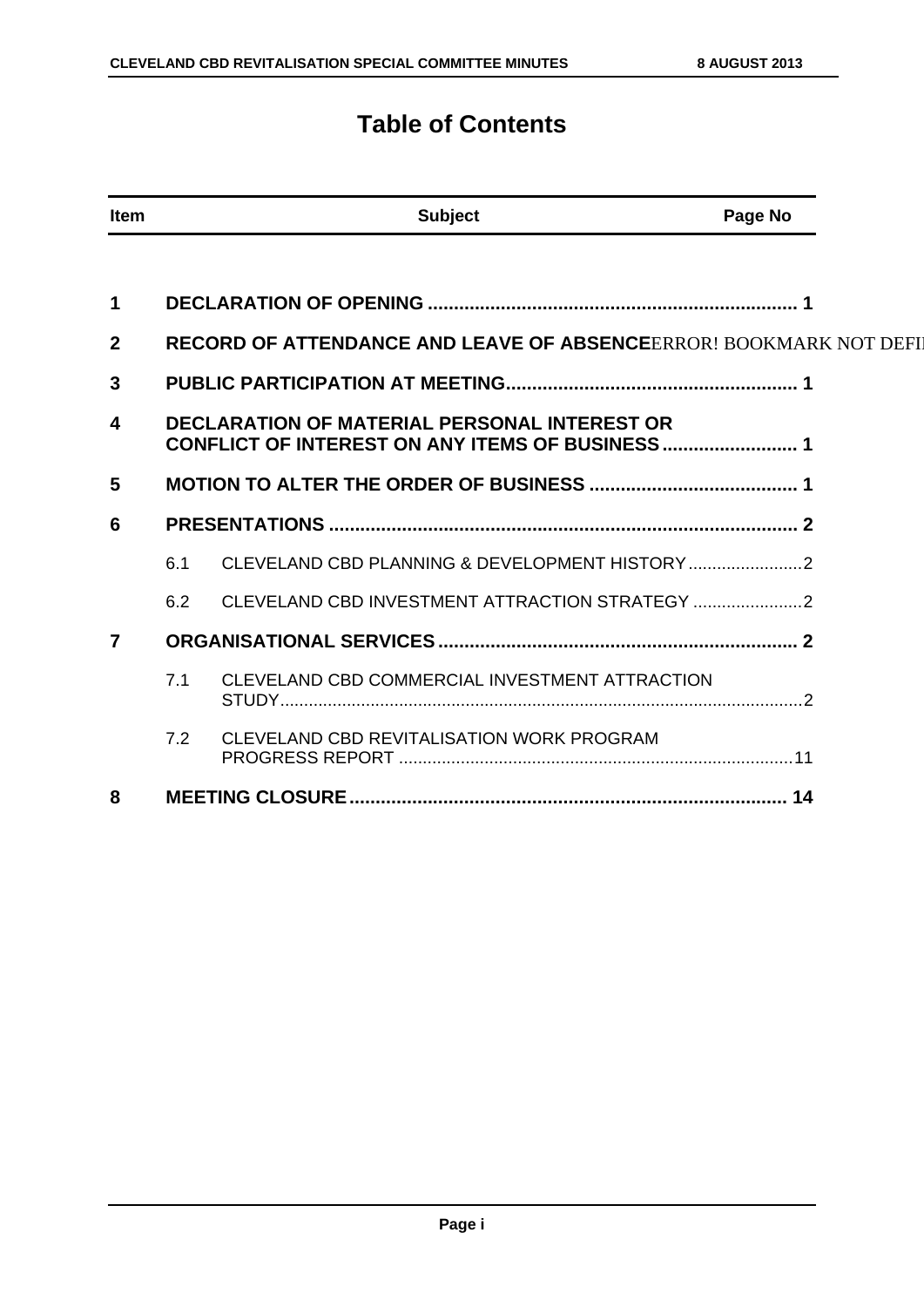# Table of Contents

| Item | Subject | Page No |
|---|---|---|
| **1** | **DECLARATION OF OPENING** | **1** |
| **2** | **RECORD OF ATTENDANCE AND LEAVE OF ABSENCE**ERROR! BOOKMARK NOT DEFI | |
| **3** | **PUBLIC PARTICIPATION AT MEETING** | **1** |
| **4** | **DECLARATION OF MATERIAL PERSONAL INTEREST OR CONFLICT OF INTEREST ON ANY ITEMS OF BUSINESS** | **1** |
| **5** | **MOTION TO ALTER THE ORDER OF BUSINESS** | **1** |
| **6** | **PRESENTATIONS** | **2** |
| 6.1 | CLEVELAND CBD PLANNING & DEVELOPMENT HISTORY | 2 |
| 6.2 | CLEVELAND CBD INVESTMENT ATTRACTION STRATEGY | 2 |
| **7** | **ORGANISATIONAL SERVICES** | **2** |
| 7.1 | CLEVELAND CBD COMMERCIAL INVESTMENT ATTRACTION STUDY | 2 |
| 7.2 | CLEVELAND CBD REVITALISATION WORK PROGRAM PROGRESS REPORT | 11 |
| **8** | **MEETING CLOSURE** | **14** |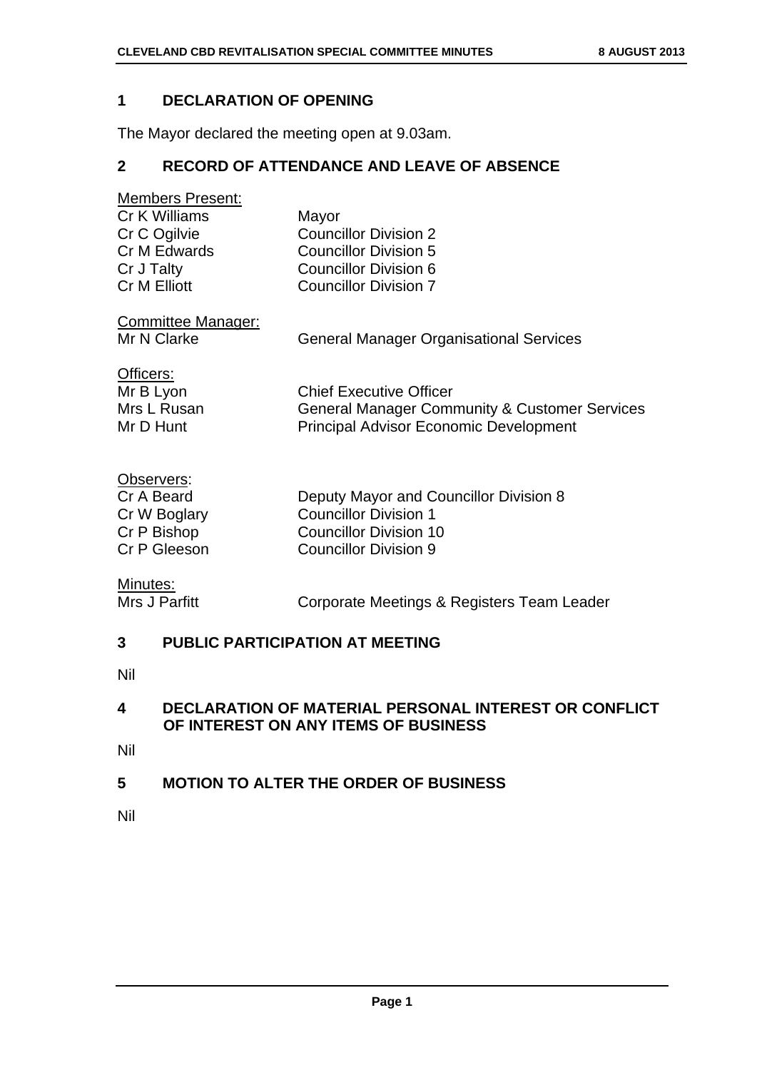## 1 DECLARATION OF OPENING

The Mayor declared the meeting open at 9.03am.

## 2 RECORD OF ATTENDANCE AND LEAVE OF ABSENCE

Members Present:

| | |
|---|---|
| Cr K Williams | Mayor |
| Cr C Ogilvie | Councillor Division 2 |
| Cr M Edwards | Councillor Division 5 |
| Cr J Talty | Councillor Division 6 |
| Cr M Elliott | Councillor Division 7 |

Committee Manager:

| | |
|---|---|
| Mr N Clarke | General Manager Organisational Services |

Officers:

| | |
|---|---|
| Mr B Lyon | Chief Executive Officer |
| Mrs L Rusan | General Manager Community & Customer Services |
| Mr D Hunt | Principal Advisor Economic Development |

Observers:

| | |
|---|---|
| Cr A Beard | Deputy Mayor and Councillor Division 8 |
| Cr W Boglary | Councillor Division 1 |
| Cr P Bishop | Councillor Division 10 |
| Cr P Gleeson | Councillor Division 9 |

Minutes:

| | |
|---|---|
| Mrs J Parfitt | Corporate Meetings & Registers Team Leader |

## 3 PUBLIC PARTICIPATION AT MEETING

Nil

## 4 DECLARATION OF MATERIAL PERSONAL INTEREST OR CONFLICT OF INTEREST ON ANY ITEMS OF BUSINESS

Nil

## 5 MOTION TO ALTER THE ORDER OF BUSINESS

Nil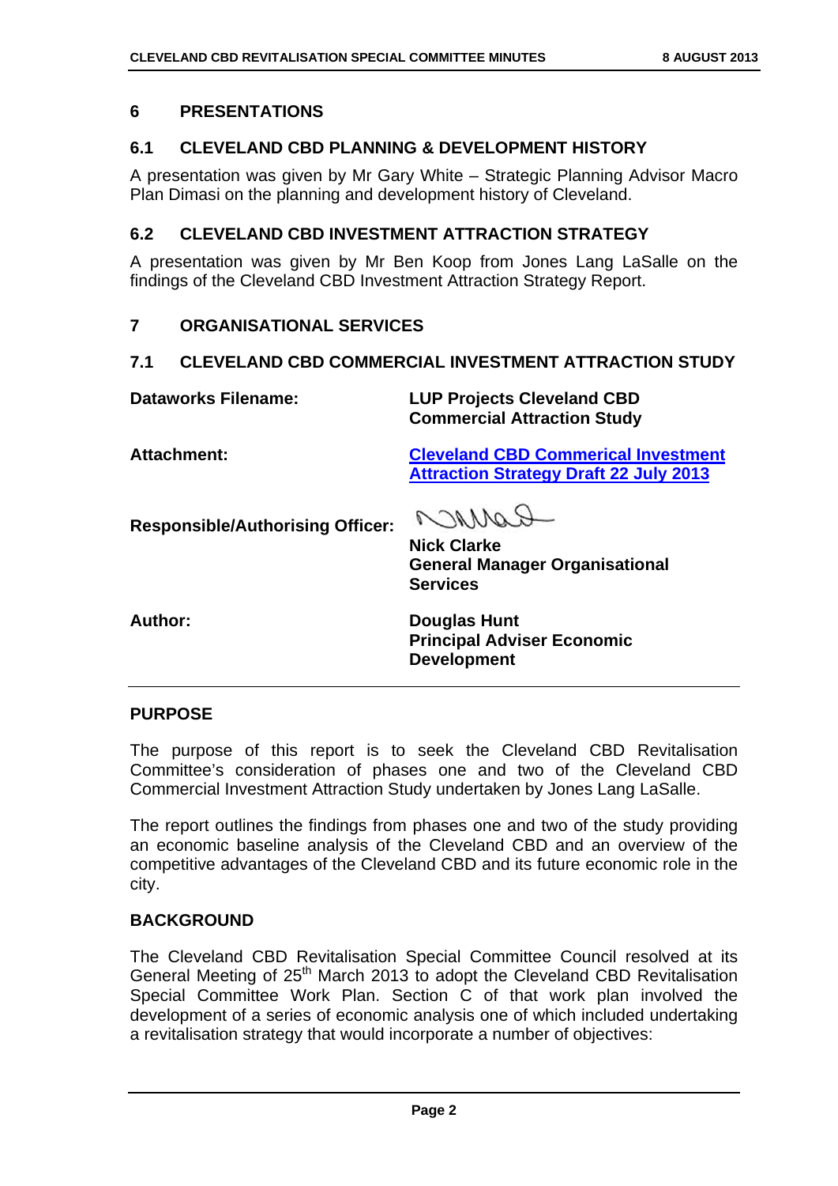## 6 PRESENTATIONS

### 6.1 CLEVELAND CBD PLANNING & DEVELOPMENT HISTORY

A presentation was given by Mr Gary White – Strategic Planning Advisor Macro Plan Dimasi on the planning and development history of Cleveland.

### 6.2 CLEVELAND CBD INVESTMENT ATTRACTION STRATEGY

A presentation was given by Mr Ben Koop from Jones Lang LaSalle on the findings of the Cleveland CBD Investment Attraction Strategy Report.

## 7 ORGANISATIONAL SERVICES

### 7.1 CLEVELAND CBD COMMERCIAL INVESTMENT ATTRACTION STUDY

| | |
|---|---|
| **Dataworks Filename:** | **LUP Projects Cleveland CBD Commercial Attraction Study** |
| **Attachment:** | **Cleveland CBD Commerical Investment Attraction Strategy Draft 22 July 2013** |
| **Responsible/Authorising Officer:** | **Nick Clarke**<br>**General Manager Organisational Services** |
| **Author:** | **Douglas Hunt**<br>**Principal Adviser Economic Development** |

#### PURPOSE

The purpose of this report is to seek the Cleveland CBD Revitalisation Committee's consideration of phases one and two of the Cleveland CBD Commercial Investment Attraction Study undertaken by Jones Lang LaSalle.

The report outlines the findings from phases one and two of the study providing an economic baseline analysis of the Cleveland CBD and an overview of the competitive advantages of the Cleveland CBD and its future economic role in the city.

#### BACKGROUND

The Cleveland CBD Revitalisation Special Committee Council resolved at its General Meeting of 25th March 2013 to adopt the Cleveland CBD Revitalisation Special Committee Work Plan. Section C of that work plan involved the development of a series of economic analysis one of which included undertaking a revitalisation strategy that would incorporate a number of objectives: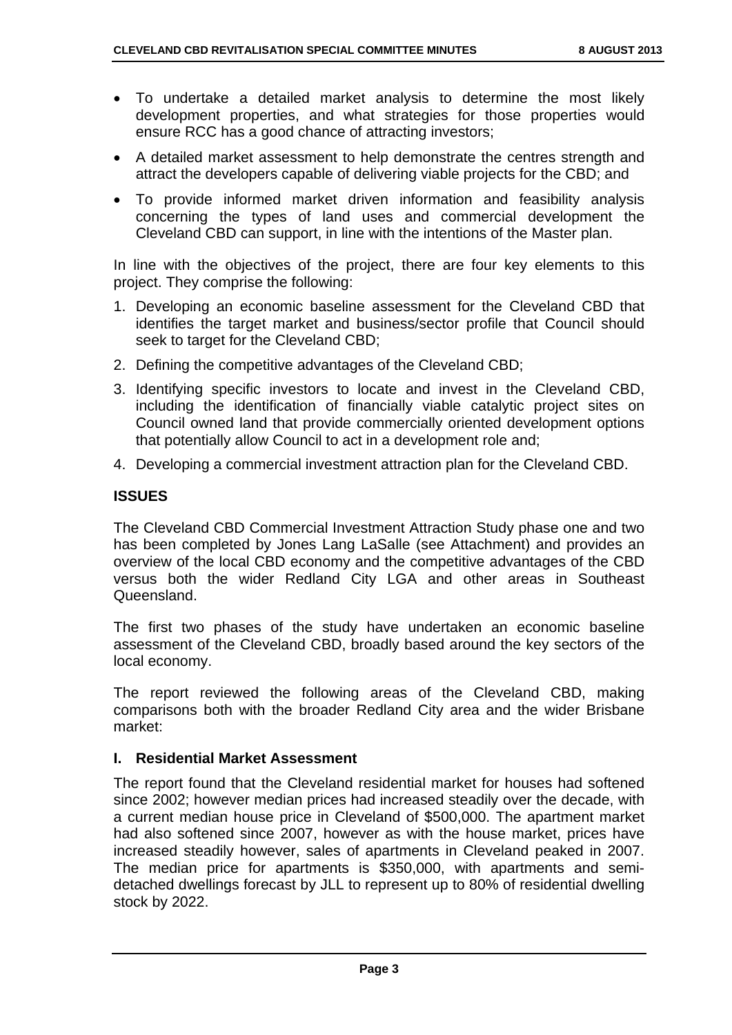- To undertake a detailed market analysis to determine the most likely development properties, and what strategies for those properties would ensure RCC has a good chance of attracting investors;
- A detailed market assessment to help demonstrate the centres strength and attract the developers capable of delivering viable projects for the CBD; and
- To provide informed market driven information and feasibility analysis concerning the types of land uses and commercial development the Cleveland CBD can support, in line with the intentions of the Master plan.

In line with the objectives of the project, there are four key elements to this project. They comprise the following:

1. Developing an economic baseline assessment for the Cleveland CBD that identifies the target market and business/sector profile that Council should seek to target for the Cleveland CBD;
2. Defining the competitive advantages of the Cleveland CBD;
3. Identifying specific investors to locate and invest in the Cleveland CBD, including the identification of financially viable catalytic project sites on Council owned land that provide commercially oriented development options that potentially allow Council to act in a development role and;
4. Developing a commercial investment attraction plan for the Cleveland CBD.

## ISSUES

The Cleveland CBD Commercial Investment Attraction Study phase one and two has been completed by Jones Lang LaSalle (see Attachment) and provides an overview of the local CBD economy and the competitive advantages of the CBD versus both the wider Redland City LGA and other areas in Southeast Queensland.

The first two phases of the study have undertaken an economic baseline assessment of the Cleveland CBD, broadly based around the key sectors of the local economy.

The report reviewed the following areas of the Cleveland CBD, making comparisons both with the broader Redland City area and the wider Brisbane market:

### I. Residential Market Assessment

The report found that the Cleveland residential market for houses had softened since 2002; however median prices had increased steadily over the decade, with a current median house price in Cleveland of $500,000. The apartment market had also softened since 2007, however as with the house market, prices have increased steadily however, sales of apartments in Cleveland peaked in 2007. The median price for apartments is $350,000, with apartments and semi-detached dwellings forecast by JLL to represent up to 80% of residential dwelling stock by 2022.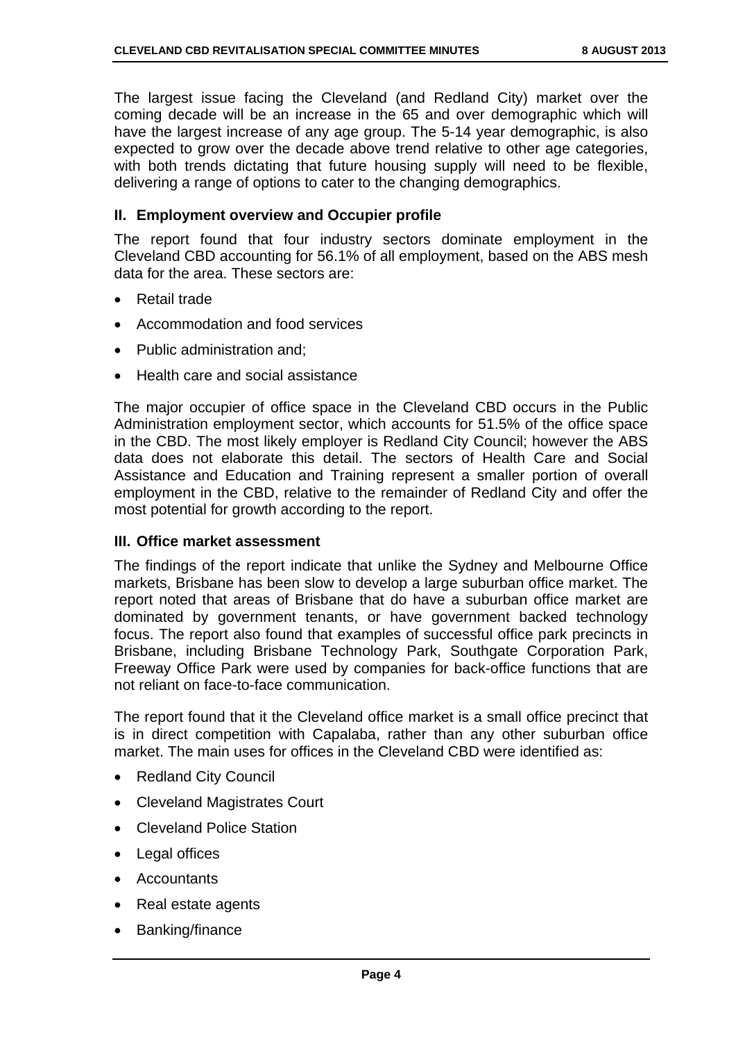The largest issue facing the Cleveland (and Redland City) market over the coming decade will be an increase in the 65 and over demographic which will have the largest increase of any age group. The 5-14 year demographic, is also expected to grow over the decade above trend relative to other age categories, with both trends dictating that future housing supply will need to be flexible, delivering a range of options to cater to the changing demographics.

### II. Employment overview and Occupier profile

The report found that four industry sectors dominate employment in the Cleveland CBD accounting for 56.1% of all employment, based on the ABS mesh data for the area. These sectors are:

- Retail trade
- Accommodation and food services
- Public administration and;
- Health care and social assistance

The major occupier of office space in the Cleveland CBD occurs in the Public Administration employment sector, which accounts for 51.5% of the office space in the CBD. The most likely employer is Redland City Council; however the ABS data does not elaborate this detail. The sectors of Health Care and Social Assistance and Education and Training represent a smaller portion of overall employment in the CBD, relative to the remainder of Redland City and offer the most potential for growth according to the report.

### III. Office market assessment

The findings of the report indicate that unlike the Sydney and Melbourne Office markets, Brisbane has been slow to develop a large suburban office market. The report noted that areas of Brisbane that do have a suburban office market are dominated by government tenants, or have government backed technology focus. The report also found that examples of successful office park precincts in Brisbane, including Brisbane Technology Park, Southgate Corporation Park, Freeway Office Park were used by companies for back-office functions that are not reliant on face-to-face communication.

The report found that it the Cleveland office market is a small office precinct that is in direct competition with Capalaba, rather than any other suburban office market. The main uses for offices in the Cleveland CBD were identified as:

- Redland City Council
- Cleveland Magistrates Court
- Cleveland Police Station
- Legal offices
- Accountants
- Real estate agents
- Banking/finance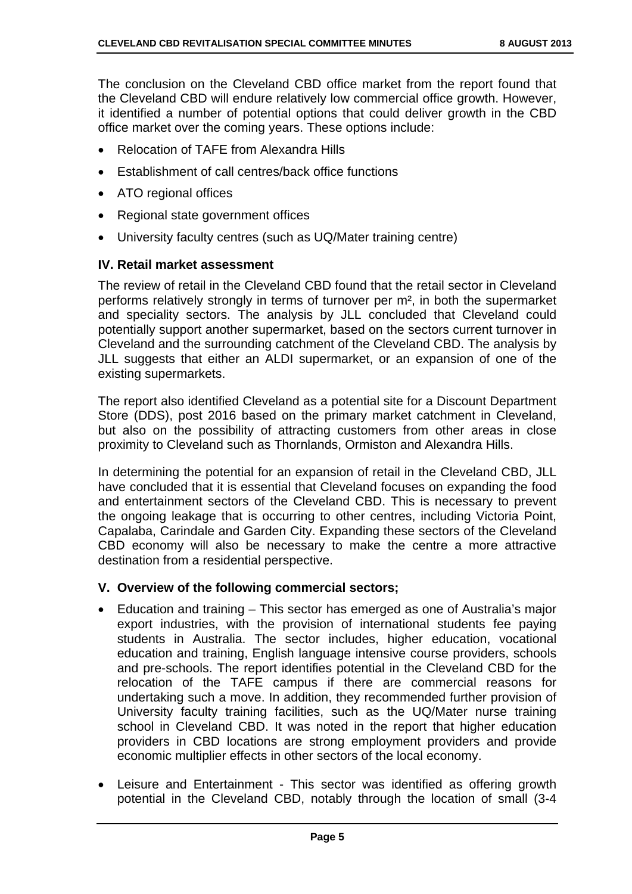The conclusion on the Cleveland CBD office market from the report found that the Cleveland CBD will endure relatively low commercial office growth. However, it identified a number of potential options that could deliver growth in the CBD office market over the coming years. These options include:

- Relocation of TAFE from Alexandra Hills
- Establishment of call centres/back office functions
- ATO regional offices
- Regional state government offices
- University faculty centres (such as UQ/Mater training centre)

### IV. Retail market assessment

The review of retail in the Cleveland CBD found that the retail sector in Cleveland performs relatively strongly in terms of turnover per m², in both the supermarket and speciality sectors. The analysis by JLL concluded that Cleveland could potentially support another supermarket, based on the sectors current turnover in Cleveland and the surrounding catchment of the Cleveland CBD. The analysis by JLL suggests that either an ALDI supermarket, or an expansion of one of the existing supermarkets.

The report also identified Cleveland as a potential site for a Discount Department Store (DDS), post 2016 based on the primary market catchment in Cleveland, but also on the possibility of attracting customers from other areas in close proximity to Cleveland such as Thornlands, Ormiston and Alexandra Hills.

In determining the potential for an expansion of retail in the Cleveland CBD, JLL have concluded that it is essential that Cleveland focuses on expanding the food and entertainment sectors of the Cleveland CBD. This is necessary to prevent the ongoing leakage that is occurring to other centres, including Victoria Point, Capalaba, Carindale and Garden City. Expanding these sectors of the Cleveland CBD economy will also be necessary to make the centre a more attractive destination from a residential perspective.

### V. Overview of the following commercial sectors;

- Education and training – This sector has emerged as one of Australia's major export industries, with the provision of international students fee paying students in Australia. The sector includes, higher education, vocational education and training, English language intensive course providers, schools and pre-schools. The report identifies potential in the Cleveland CBD for the relocation of the TAFE campus if there are commercial reasons for undertaking such a move. In addition, they recommended further provision of University faculty training facilities, such as the UQ/Mater nurse training school in Cleveland CBD. It was noted in the report that higher education providers in CBD locations are strong employment providers and provide economic multiplier effects in other sectors of the local economy.
- Leisure and Entertainment - This sector was identified as offering growth potential in the Cleveland CBD, notably through the location of small (3-4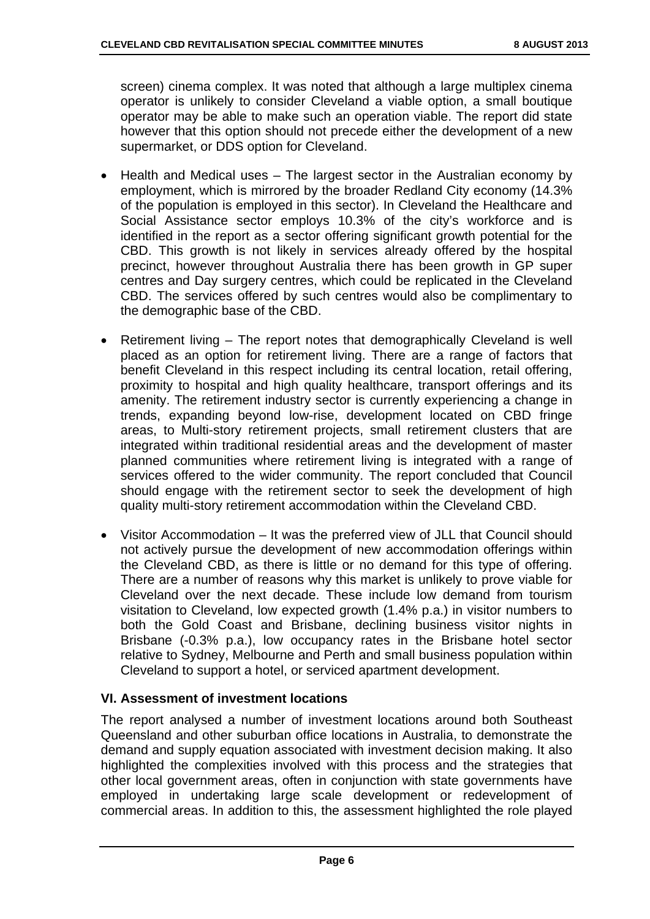screen) cinema complex. It was noted that although a large multiplex cinema operator is unlikely to consider Cleveland a viable option, a small boutique operator may be able to make such an operation viable. The report did state however that this option should not precede either the development of a new supermarket, or DDS option for Cleveland.

- Health and Medical uses – The largest sector in the Australian economy by employment, which is mirrored by the broader Redland City economy (14.3% of the population is employed in this sector). In Cleveland the Healthcare and Social Assistance sector employs 10.3% of the city's workforce and is identified in the report as a sector offering significant growth potential for the CBD. This growth is not likely in services already offered by the hospital precinct, however throughout Australia there has been growth in GP super centres and Day surgery centres, which could be replicated in the Cleveland CBD. The services offered by such centres would also be complimentary to the demographic base of the CBD.
- Retirement living – The report notes that demographically Cleveland is well placed as an option for retirement living. There are a range of factors that benefit Cleveland in this respect including its central location, retail offering, proximity to hospital and high quality healthcare, transport offerings and its amenity. The retirement industry sector is currently experiencing a change in trends, expanding beyond low-rise, development located on CBD fringe areas, to Multi-story retirement projects, small retirement clusters that are integrated within traditional residential areas and the development of master planned communities where retirement living is integrated with a range of services offered to the wider community. The report concluded that Council should engage with the retirement sector to seek the development of high quality multi-story retirement accommodation within the Cleveland CBD.
- Visitor Accommodation – It was the preferred view of JLL that Council should not actively pursue the development of new accommodation offerings within the Cleveland CBD, as there is little or no demand for this type of offering. There are a number of reasons why this market is unlikely to prove viable for Cleveland over the next decade. These include low demand from tourism visitation to Cleveland, low expected growth (1.4% p.a.) in visitor numbers to both the Gold Coast and Brisbane, declining business visitor nights in Brisbane (-0.3% p.a.), low occupancy rates in the Brisbane hotel sector relative to Sydney, Melbourne and Perth and small business population within Cleveland to support a hotel, or serviced apartment development.

### VI. Assessment of investment locations

The report analysed a number of investment locations around both Southeast Queensland and other suburban office locations in Australia, to demonstrate the demand and supply equation associated with investment decision making. It also highlighted the complexities involved with this process and the strategies that other local government areas, often in conjunction with state governments have employed in undertaking large scale development or redevelopment of commercial areas. In addition to this, the assessment highlighted the role played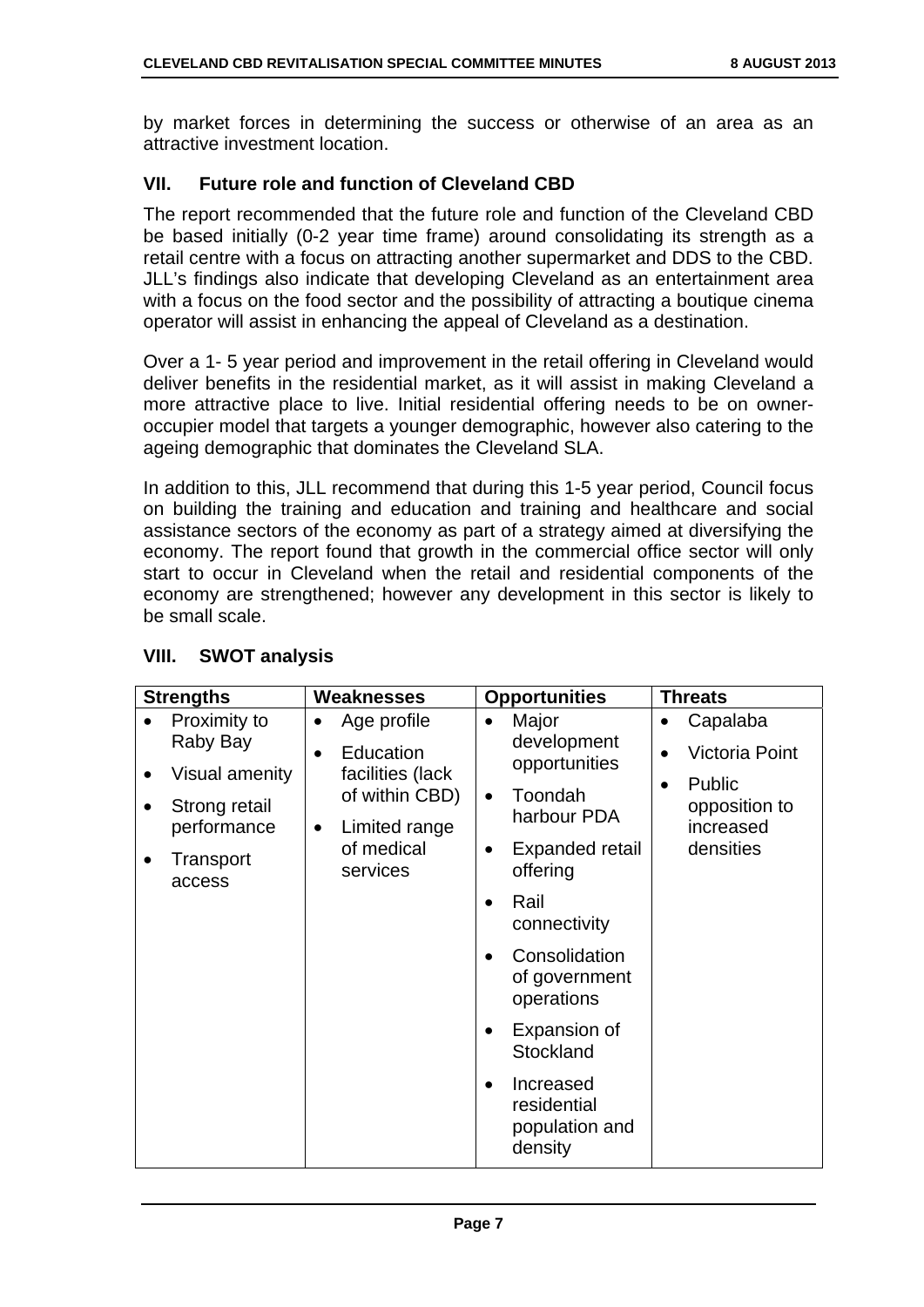by market forces in determining the success or otherwise of an area as an attractive investment location.

## VII. Future role and function of Cleveland CBD

The report recommended that the future role and function of the Cleveland CBD be based initially (0-2 year time frame) around consolidating its strength as a retail centre with a focus on attracting another supermarket and DDS to the CBD. JLL's findings also indicate that developing Cleveland as an entertainment area with a focus on the food sector and the possibility of attracting a boutique cinema operator will assist in enhancing the appeal of Cleveland as a destination.

Over a 1- 5 year period and improvement in the retail offering in Cleveland would deliver benefits in the residential market, as it will assist in making Cleveland a more attractive place to live. Initial residential offering needs to be on owner-occupier model that targets a younger demographic, however also catering to the ageing demographic that dominates the Cleveland SLA.

In addition to this, JLL recommend that during this 1-5 year period, Council focus on building the training and education and training and healthcare and social assistance sectors of the economy as part of a strategy aimed at diversifying the economy. The report found that growth in the commercial office sector will only start to occur in Cleveland when the retail and residential components of the economy are strengthened; however any development in this sector is likely to be small scale.

## VIII. SWOT analysis

| Strengths | Weaknesses | Opportunities | Threats |
|---|---|---|---|
| • Proximity to Raby Bay<br>• Visual amenity<br>• Strong retail performance<br>• Transport access | • Age profile<br>• Education facilities (lack of within CBD)<br>• Limited range of medical services | • Major development opportunities<br>• Toondah harbour PDA<br>• Expanded retail offering<br>• Rail connectivity<br>• Consolidation of government operations<br>• Expansion of Stockland<br>• Increased residential population and density | • Capalaba<br>• Victoria Point<br>• Public opposition to increased densities |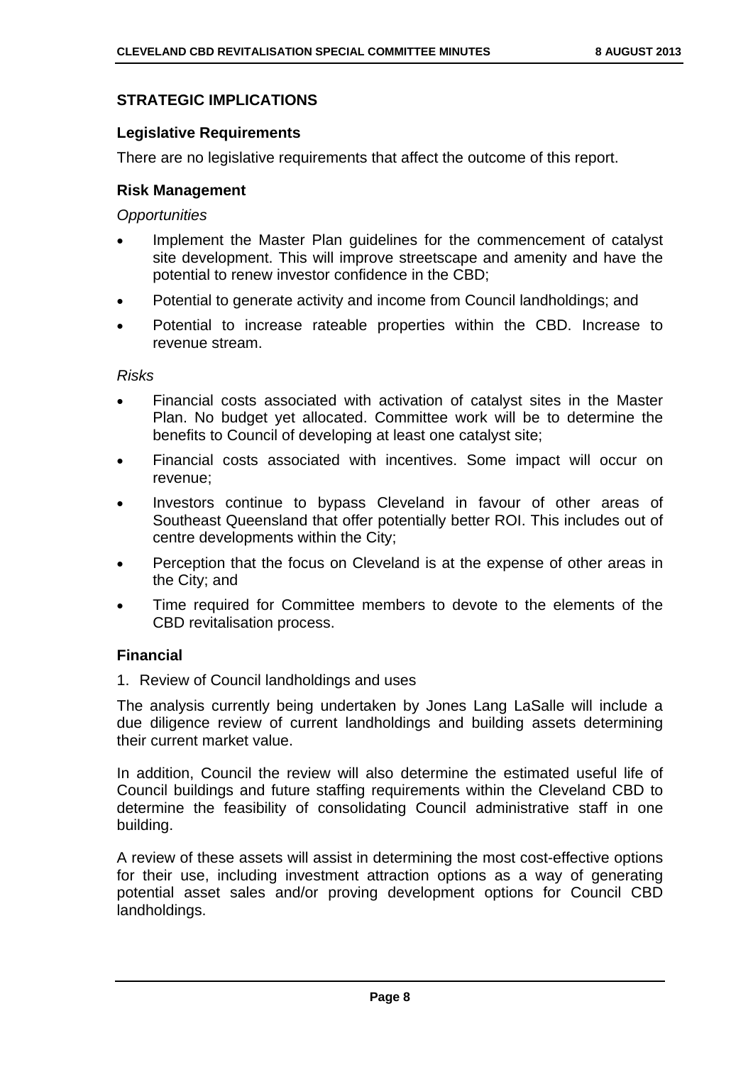## STRATEGIC IMPLICATIONS

### Legislative Requirements

There are no legislative requirements that affect the outcome of this report.

### Risk Management

*Opportunities*

- Implement the Master Plan guidelines for the commencement of catalyst site development. This will improve streetscape and amenity and have the potential to renew investor confidence in the CBD;
- Potential to generate activity and income from Council landholdings; and
- Potential to increase rateable properties within the CBD. Increase to revenue stream.

*Risks*

- Financial costs associated with activation of catalyst sites in the Master Plan. No budget yet allocated. Committee work will be to determine the benefits to Council of developing at least one catalyst site;
- Financial costs associated with incentives. Some impact will occur on revenue;
- Investors continue to bypass Cleveland in favour of other areas of Southeast Queensland that offer potentially better ROI. This includes out of centre developments within the City;
- Perception that the focus on Cleveland is at the expense of other areas in the City; and
- Time required for Committee members to devote to the elements of the CBD revitalisation process.

### Financial

1. Review of Council landholdings and uses

The analysis currently being undertaken by Jones Lang LaSalle will include a due diligence review of current landholdings and building assets determining their current market value.

In addition, Council the review will also determine the estimated useful life of Council buildings and future staffing requirements within the Cleveland CBD to determine the feasibility of consolidating Council administrative staff in one building.

A review of these assets will assist in determining the most cost-effective options for their use, including investment attraction options as a way of generating potential asset sales and/or proving development options for Council CBD landholdings.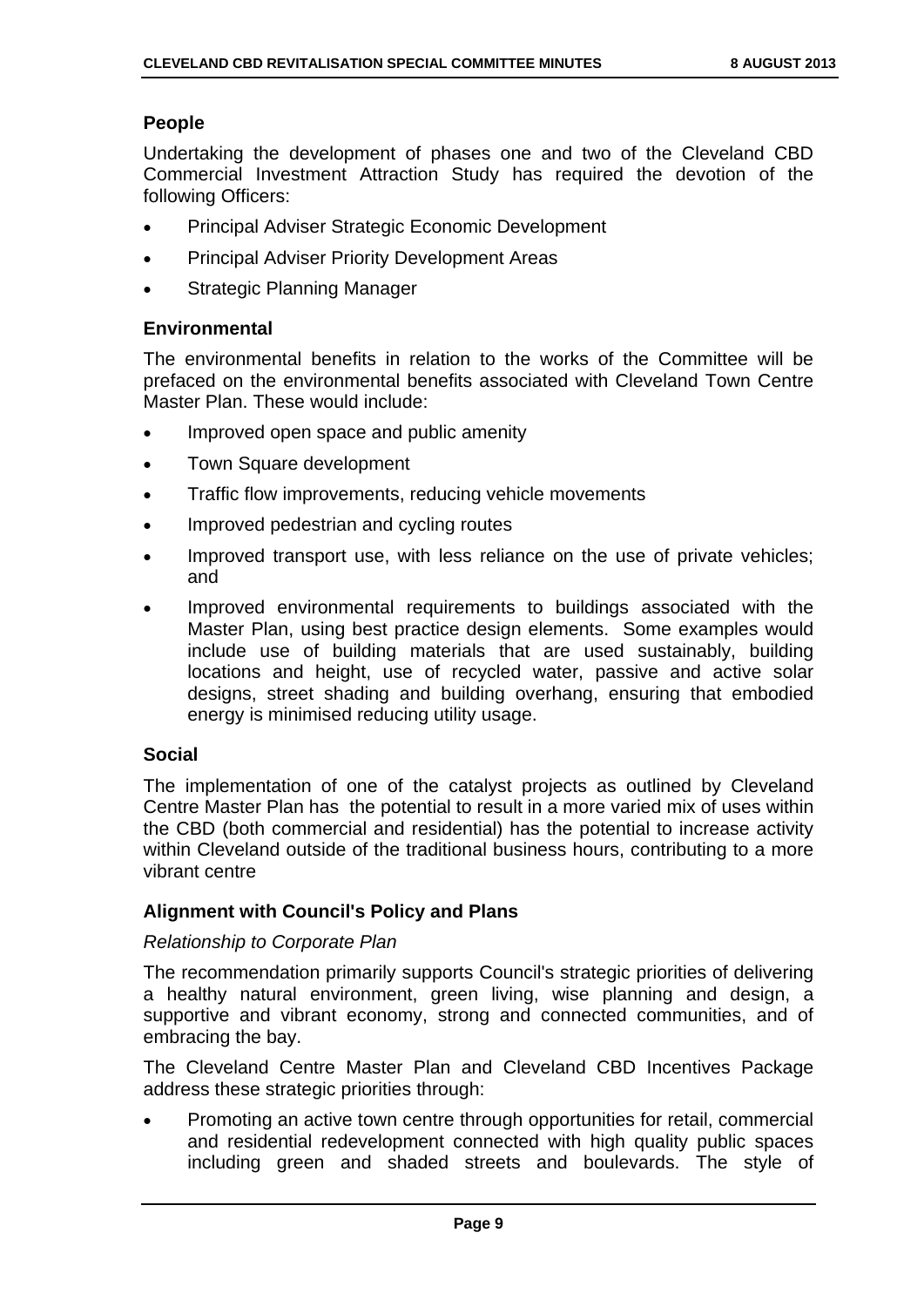### People

Undertaking the development of phases one and two of the Cleveland CBD Commercial Investment Attraction Study has required the devotion of the following Officers:

- Principal Adviser Strategic Economic Development
- Principal Adviser Priority Development Areas
- Strategic Planning Manager

### Environmental

The environmental benefits in relation to the works of the Committee will be prefaced on the environmental benefits associated with Cleveland Town Centre Master Plan. These would include:

- Improved open space and public amenity
- Town Square development
- Traffic flow improvements, reducing vehicle movements
- Improved pedestrian and cycling routes
- Improved transport use, with less reliance on the use of private vehicles; and
- Improved environmental requirements to buildings associated with the Master Plan, using best practice design elements. Some examples would include use of building materials that are used sustainably, building locations and height, use of recycled water, passive and active solar designs, street shading and building overhang, ensuring that embodied energy is minimised reducing utility usage.

### Social

The implementation of one of the catalyst projects as outlined by Cleveland Centre Master Plan has the potential to result in a more varied mix of uses within the CBD (both commercial and residential) has the potential to increase activity within Cleveland outside of the traditional business hours, contributing to a more vibrant centre

### Alignment with Council's Policy and Plans

*Relationship to Corporate Plan*

The recommendation primarily supports Council's strategic priorities of delivering a healthy natural environment, green living, wise planning and design, a supportive and vibrant economy, strong and connected communities, and of embracing the bay.

The Cleveland Centre Master Plan and Cleveland CBD Incentives Package address these strategic priorities through:

- Promoting an active town centre through opportunities for retail, commercial and residential redevelopment connected with high quality public spaces including green and shaded streets and boulevards. The style of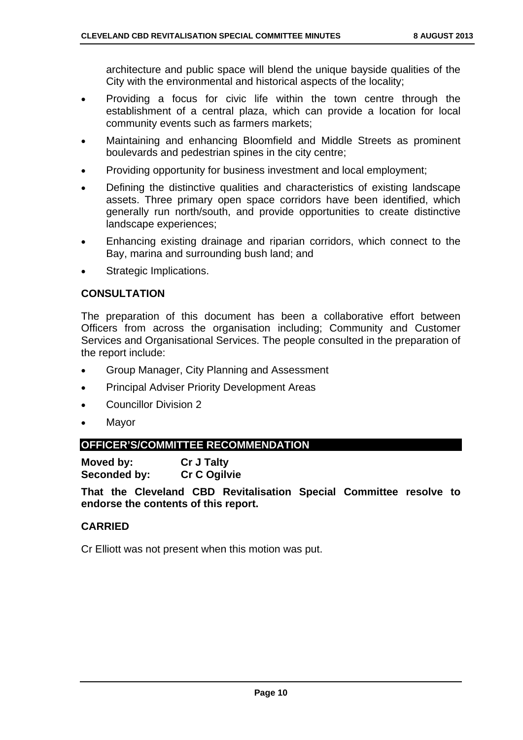architecture and public space will blend the unique bayside qualities of the City with the environmental and historical aspects of the locality;

- Providing a focus for civic life within the town centre through the establishment of a central plaza, which can provide a location for local community events such as farmers markets;
- Maintaining and enhancing Bloomfield and Middle Streets as prominent boulevards and pedestrian spines in the city centre;
- Providing opportunity for business investment and local employment;
- Defining the distinctive qualities and characteristics of existing landscape assets. Three primary open space corridors have been identified, which generally run north/south, and provide opportunities to create distinctive landscape experiences;
- Enhancing existing drainage and riparian corridors, which connect to the Bay, marina and surrounding bush land; and
- Strategic Implications.

## CONSULTATION

The preparation of this document has been a collaborative effort between Officers from across the organisation including; Community and Customer Services and Organisational Services. The people consulted in the preparation of the report include:

- Group Manager, City Planning and Assessment
- Principal Adviser Priority Development Areas
- Councillor Division 2
- Mayor

## OFFICER'S/COMMITTEE RECOMMENDATION

**Moved by:** **Cr J Talty**
**Seconded by:** **Cr C Ogilvie**

**That the Cleveland CBD Revitalisation Special Committee resolve to endorse the contents of this report.**

**CARRIED**

Cr Elliott was not present when this motion was put.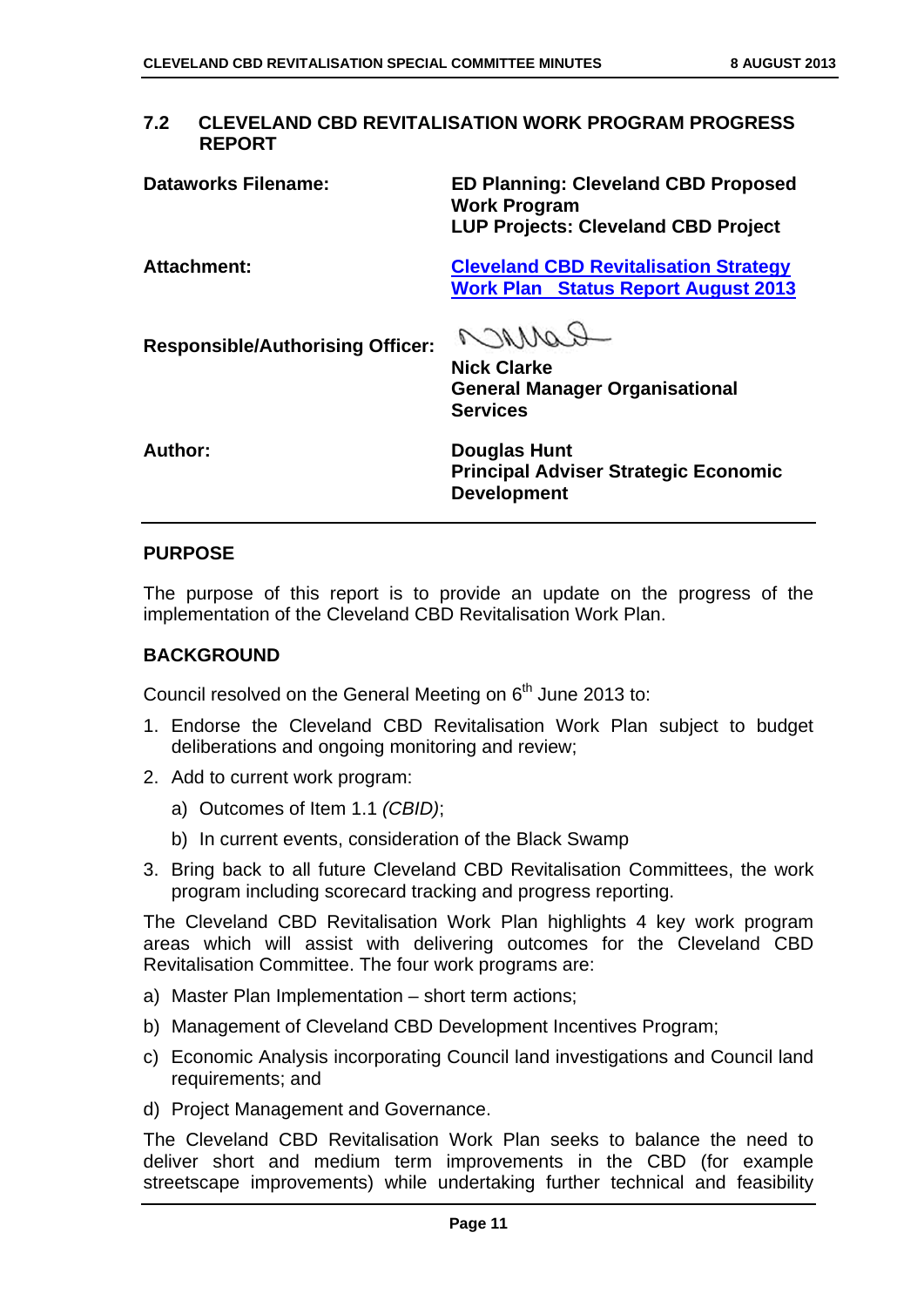## 7.2 CLEVELAND CBD REVITALISATION WORK PROGRAM PROGRESS REPORT

| | |
|---|---|
| **Dataworks Filename:** | **ED Planning: Cleveland CBD Proposed Work Program**<br>**LUP Projects: Cleveland CBD Project** |
| **Attachment:** | **Cleveland CBD Revitalisation Strategy Work Plan Status Report August 2013** |
| **Responsible/Authorising Officer:** | **Nick Clarke**<br>**General Manager Organisational Services** |
| **Author:** | **Douglas Hunt**<br>**Principal Adviser Strategic Economic Development** |

### PURPOSE

The purpose of this report is to provide an update on the progress of the implementation of the Cleveland CBD Revitalisation Work Plan.

### BACKGROUND

Council resolved on the General Meeting on 6th June 2013 to:

1. Endorse the Cleveland CBD Revitalisation Work Plan subject to budget deliberations and ongoing monitoring and review;
2. Add to current work program:
   a) Outcomes of Item 1.1 *(CBID)*;
   b) In current events, consideration of the Black Swamp
3. Bring back to all future Cleveland CBD Revitalisation Committees, the work program including scorecard tracking and progress reporting.

The Cleveland CBD Revitalisation Work Plan highlights 4 key work program areas which will assist with delivering outcomes for the Cleveland CBD Revitalisation Committee. The four work programs are:

a) Master Plan Implementation – short term actions;
b) Management of Cleveland CBD Development Incentives Program;
c) Economic Analysis incorporating Council land investigations and Council land requirements; and
d) Project Management and Governance.

The Cleveland CBD Revitalisation Work Plan seeks to balance the need to deliver short and medium term improvements in the CBD (for example streetscape improvements) while undertaking further technical and feasibility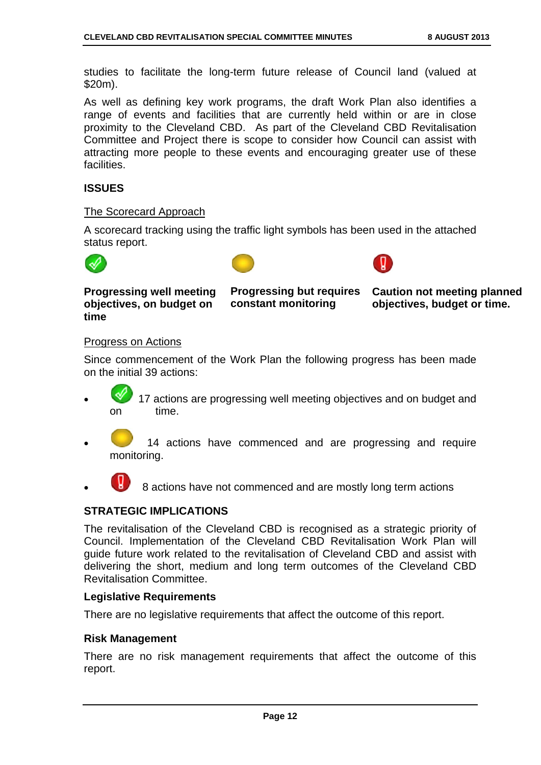studies to facilitate the long-term future release of Council land (valued at $20m).

As well as defining key work programs, the draft Work Plan also identifies a range of events and facilities that are currently held within or are in close proximity to the Cleveland CBD. As part of the Cleveland CBD Revitalisation Committee and Project there is scope to consider how Council can assist with attracting more people to these events and encouraging greater use of these facilities.

## ISSUES

The Scorecard Approach

A scorecard tracking using the traffic light symbols has been used in the attached status report.

| **Progressing well meeting objectives, on budget on time** | **Progressing but requires constant monitoring** | **Caution not meeting planned objectives, budget or time.** |
|---|---|---|

Progress on Actions

Since commencement of the Work Plan the following progress has been made on the initial 39 actions:

- 17 actions are progressing well meeting objectives and on budget and on time.
- 14 actions have commenced and are progressing and require monitoring.
- 8 actions have not commenced and are mostly long term actions

## STRATEGIC IMPLICATIONS

The revitalisation of the Cleveland CBD is recognised as a strategic priority of Council. Implementation of the Cleveland CBD Revitalisation Work Plan will guide future work related to the revitalisation of Cleveland CBD and assist with delivering the short, medium and long term outcomes of the Cleveland CBD Revitalisation Committee.

### Legislative Requirements

There are no legislative requirements that affect the outcome of this report.

### Risk Management

There are no risk management requirements that affect the outcome of this report.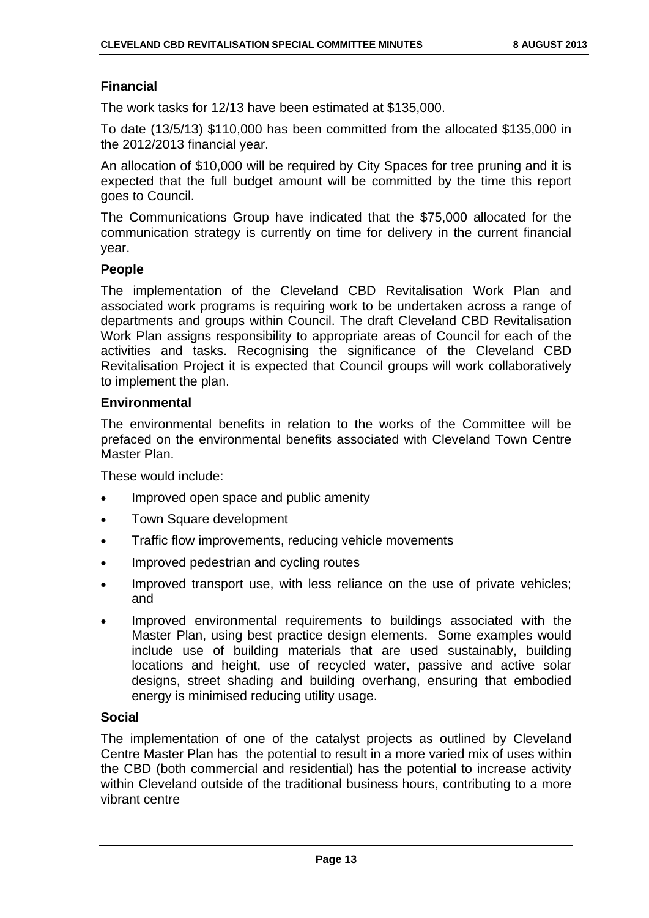### Financial

The work tasks for 12/13 have been estimated at $135,000.

To date (13/5/13) $110,000 has been committed from the allocated $135,000 in the 2012/2013 financial year.

An allocation of $10,000 will be required by City Spaces for tree pruning and it is expected that the full budget amount will be committed by the time this report goes to Council.

The Communications Group have indicated that the $75,000 allocated for the communication strategy is currently on time for delivery in the current financial year.

### People

The implementation of the Cleveland CBD Revitalisation Work Plan and associated work programs is requiring work to be undertaken across a range of departments and groups within Council. The draft Cleveland CBD Revitalisation Work Plan assigns responsibility to appropriate areas of Council for each of the activities and tasks. Recognising the significance of the Cleveland CBD Revitalisation Project it is expected that Council groups will work collaboratively to implement the plan.

### Environmental

The environmental benefits in relation to the works of the Committee will be prefaced on the environmental benefits associated with Cleveland Town Centre Master Plan.

These would include:

- Improved open space and public amenity
- Town Square development
- Traffic flow improvements, reducing vehicle movements
- Improved pedestrian and cycling routes
- Improved transport use, with less reliance on the use of private vehicles; and
- Improved environmental requirements to buildings associated with the Master Plan, using best practice design elements. Some examples would include use of building materials that are used sustainably, building locations and height, use of recycled water, passive and active solar designs, street shading and building overhang, ensuring that embodied energy is minimised reducing utility usage.

### Social

The implementation of one of the catalyst projects as outlined by Cleveland Centre Master Plan has the potential to result in a more varied mix of uses within the CBD (both commercial and residential) has the potential to increase activity within Cleveland outside of the traditional business hours, contributing to a more vibrant centre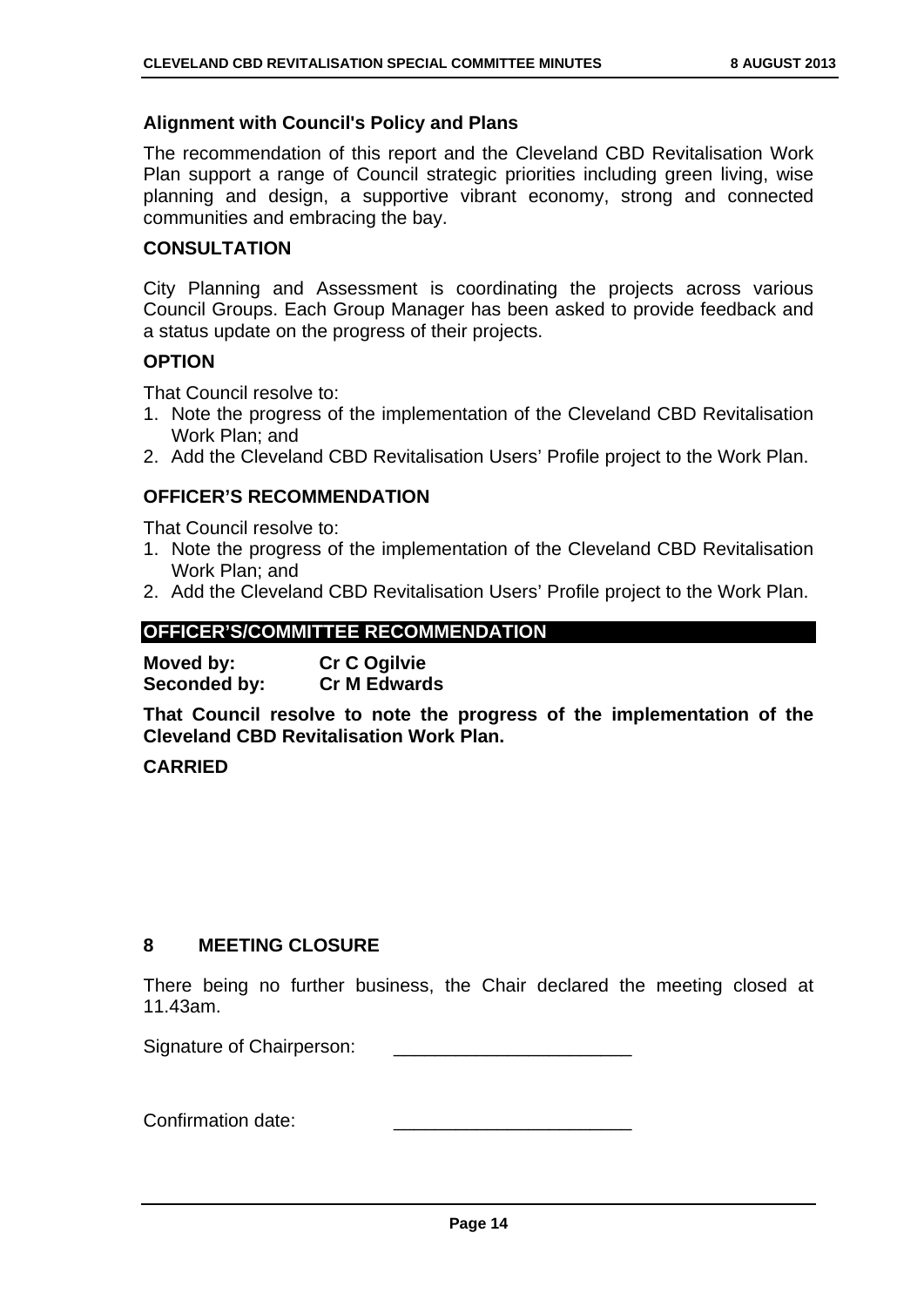### Alignment with Council's Policy and Plans

The recommendation of this report and the Cleveland CBD Revitalisation Work Plan support a range of Council strategic priorities including green living, wise planning and design, a supportive vibrant economy, strong and connected communities and embracing the bay.

### CONSULTATION

City Planning and Assessment is coordinating the projects across various Council Groups. Each Group Manager has been asked to provide feedback and a status update on the progress of their projects.

### OPTION

That Council resolve to:

1. Note the progress of the implementation of the Cleveland CBD Revitalisation Work Plan; and
2. Add the Cleveland CBD Revitalisation Users' Profile project to the Work Plan.

### OFFICER'S RECOMMENDATION

That Council resolve to:

1. Note the progress of the implementation of the Cleveland CBD Revitalisation Work Plan; and
2. Add the Cleveland CBD Revitalisation Users' Profile project to the Work Plan.

### OFFICER'S/COMMITTEE RECOMMENDATION

**Moved by:** **Cr C Ogilvie**
**Seconded by:** **Cr M Edwards**

**That Council resolve to note the progress of the implementation of the Cleveland CBD Revitalisation Work Plan.**

**CARRIED**

## 8 MEETING CLOSURE

There being no further business, the Chair declared the meeting closed at 11.43am.

Signature of Chairperson: _______________________

Confirmation date: _______________________